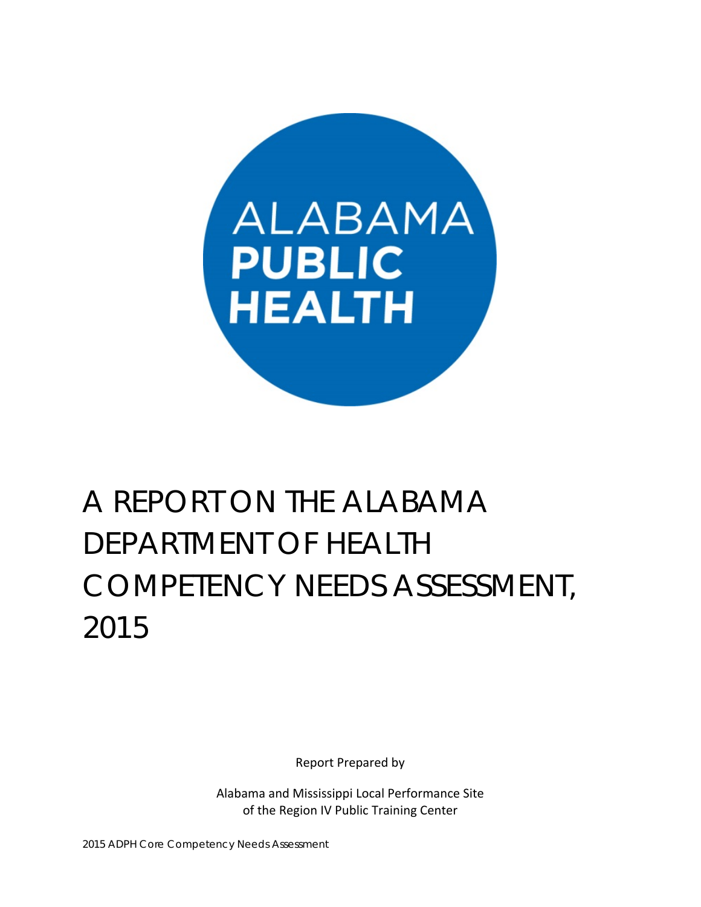ALABAMA
**PUBLIC**
**HEALTH**

# A REPORT ON THE ALABAMA DEPARTMENT OF HEALTH COMPETENCY NEEDS ASSESSMENT, 2015

Report Prepared by

Alabama and Mississippi Local Performance Site
of the Region IV Public Training Center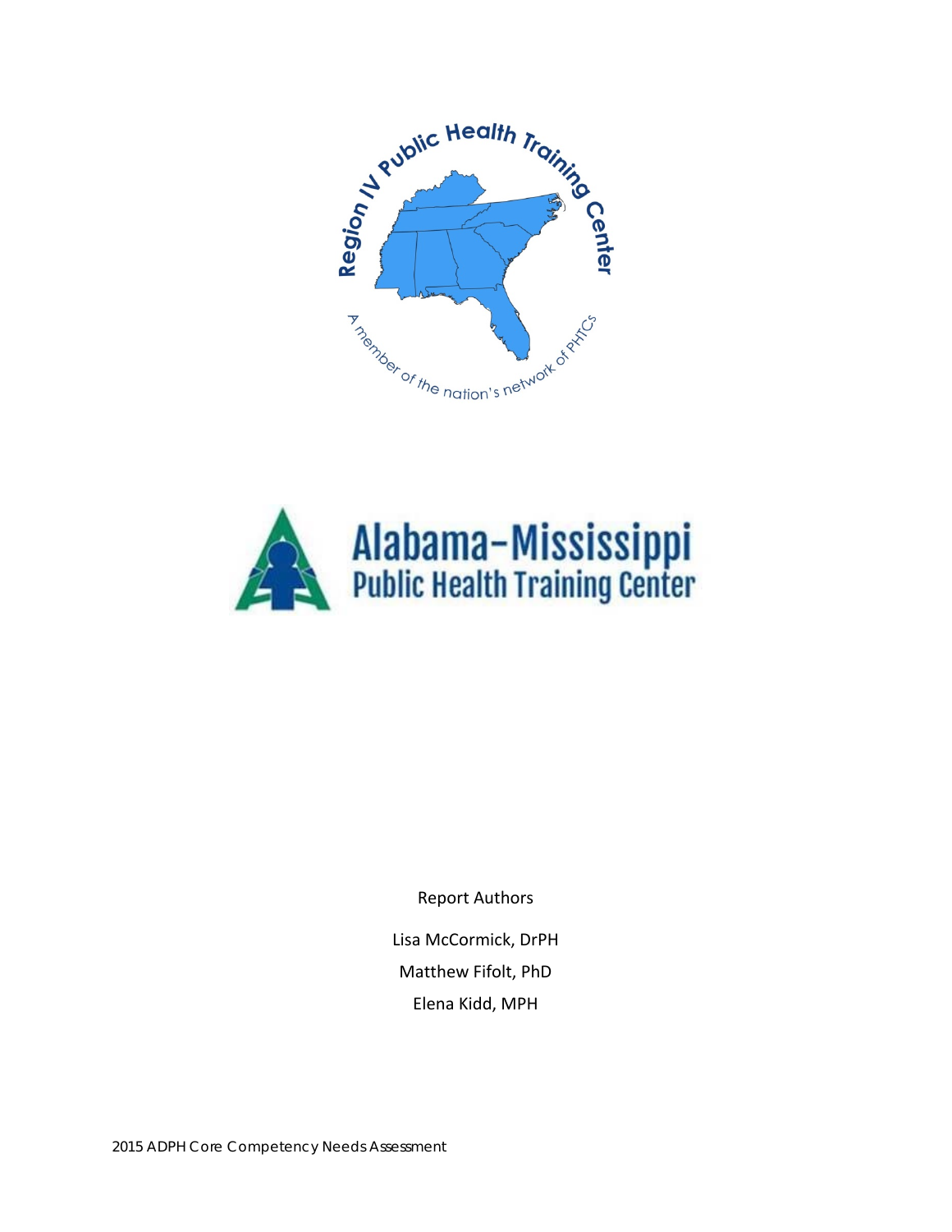Report Authors

Lisa McCormick, DrPH

Matthew Fifolt, PhD

Elena Kidd, MPH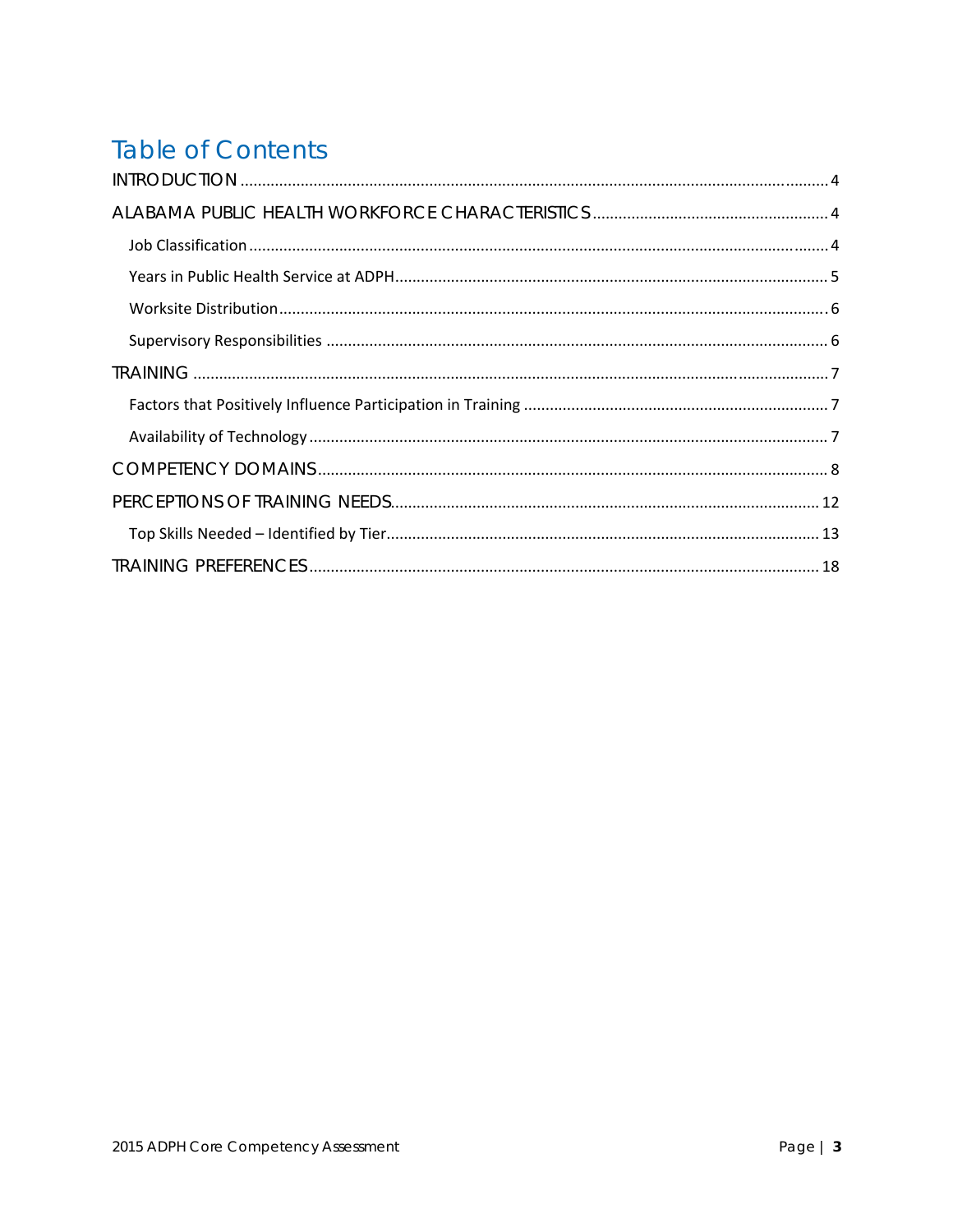# Table of Contents

INTRODUCTION ........................................................................................................................................ 4

ALABAMA PUBLIC HEALTH WORKFORCE CHARACTERISTICS ...................................................... 4

- Job Classification ..................................................................................................................................... 4
- Years in Public Health Service at ADPH ................................................................................................... 5
- Worksite Distribution ............................................................................................................................. 6
- Supervisory Responsibilities ................................................................................................................... 6

TRAINING .................................................................................................................................................. 7

- Factors that Positively Influence Participation in Training ...................................................................... 7
- Availability of Technology ....................................................................................................................... 7

COMPETENCY DOMAINS ......................................................................................................................... 8

PERCEPTIONS OF TRAINING NEEDS ...................................................................................................... 12

- Top Skills Needed – Identified by Tier .................................................................................................... 13

TRAINING PREFERENCES ......................................................................................................................... 18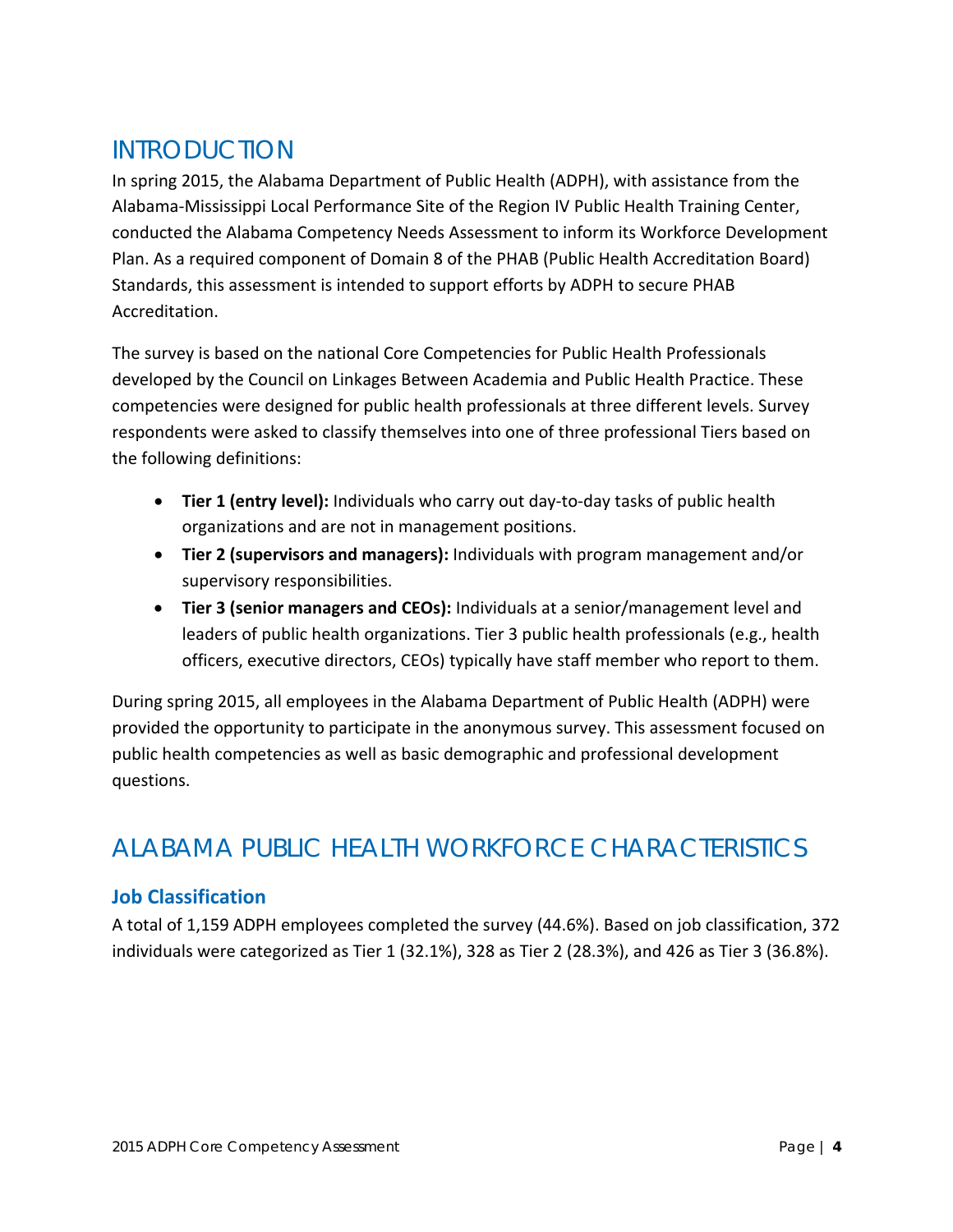# INTRODUCTION

In spring 2015, the Alabama Department of Public Health (ADPH), with assistance from the Alabama-Mississippi Local Performance Site of the Region IV Public Health Training Center, conducted the Alabama Competency Needs Assessment to inform its Workforce Development Plan. As a required component of Domain 8 of the PHAB (Public Health Accreditation Board) Standards, this assessment is intended to support efforts by ADPH to secure PHAB Accreditation.

The survey is based on the national Core Competencies for Public Health Professionals developed by the Council on Linkages Between Academia and Public Health Practice. These competencies were designed for public health professionals at three different levels. Survey respondents were asked to classify themselves into one of three professional Tiers based on the following definitions:

- **Tier 1 (entry level):** Individuals who carry out day-to-day tasks of public health organizations and are not in management positions.
- **Tier 2 (supervisors and managers):** Individuals with program management and/or supervisory responsibilities.
- **Tier 3 (senior managers and CEOs):** Individuals at a senior/management level and leaders of public health organizations. Tier 3 public health professionals (e.g., health officers, executive directors, CEOs) typically have staff member who report to them.

During spring 2015, all employees in the Alabama Department of Public Health (ADPH) were provided the opportunity to participate in the anonymous survey. This assessment focused on public health competencies as well as basic demographic and professional development questions.

# ALABAMA PUBLIC HEALTH WORKFORCE CHARACTERISTICS

## Job Classification

A total of 1,159 ADPH employees completed the survey (44.6%). Based on job classification, 372 individuals were categorized as Tier 1 (32.1%), 328 as Tier 2 (28.3%), and 426 as Tier 3 (36.8%).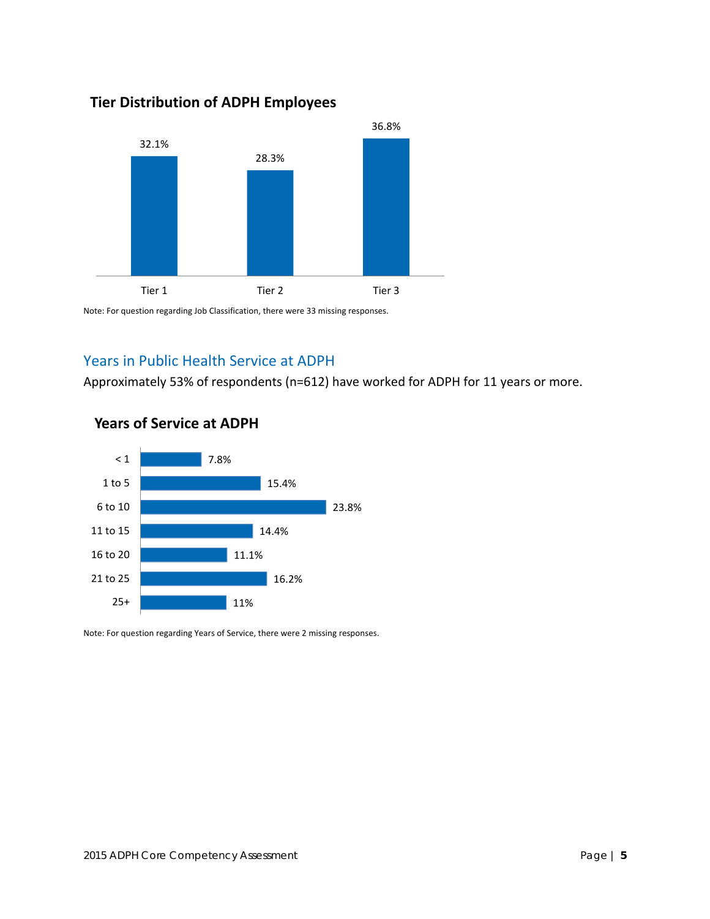### Tier Distribution of ADPH Employees

| Tier | Percentage |
|---|---|
| Tier 1 | 32.1% |
| Tier 2 | 28.3% |
| Tier 3 | 36.8% |

Note: For question regarding Job Classification, there were 33 missing responses.

## Years in Public Health Service at ADPH

Approximately 53% of respondents (n=612) have worked for ADPH for 11 years or more.

### Years of Service at ADPH

| Years | Percentage |
|---|---|
| < 1 | 7.8% |
| 1 to 5 | 15.4% |
| 6 to 10 | 23.8% |
| 11 to 15 | 14.4% |
| 16 to 20 | 11.1% |
| 21 to 25 | 16.2% |
| 25+ | 11% |

Note: For question regarding Years of Service, there were 2 missing responses.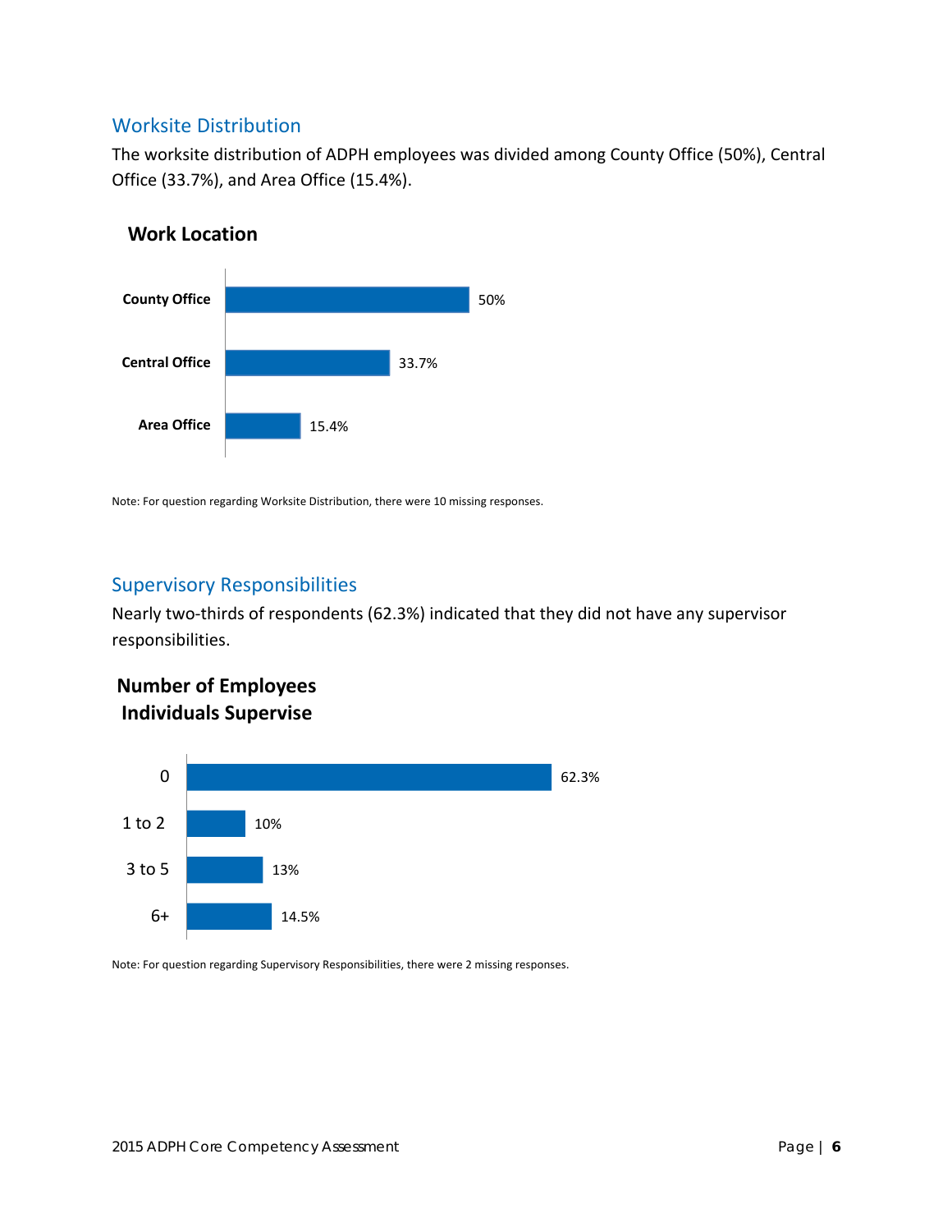## Worksite Distribution

The worksite distribution of ADPH employees was divided among County Office (50%), Central Office (33.7%), and Area Office (15.4%).

**Work Location**

| Work Location | Percent |
| --- | --- |
| County Office | 50% |
| Central Office | 33.7% |
| Area Office | 15.4% |

Note: For question regarding Worksite Distribution, there were 10 missing responses.

## Supervisory Responsibilities

Nearly two-thirds of respondents (62.3%) indicated that they did not have any supervisor responsibilities.

**Number of Employees Individuals Supervise**

| Number of Employees | Percent |
| --- | --- |
| 0 | 62.3% |
| 1 to 2 | 10% |
| 3 to 5 | 13% |
| 6+ | 14.5% |

Note: For question regarding Supervisory Responsibilities, there were 2 missing responses.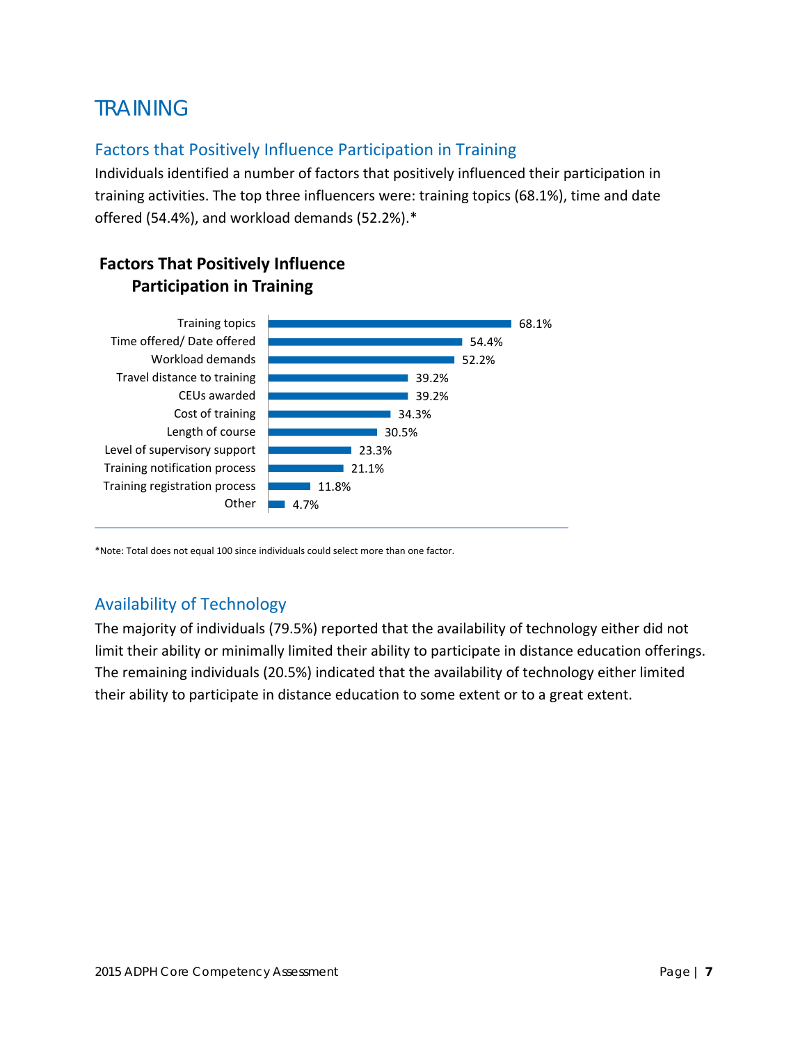# TRAINING

## Factors that Positively Influence Participation in Training

Individuals identified a number of factors that positively influenced their participation in training activities. The top three influencers were: training topics (68.1%), time and date offered (54.4%), and workload demands (52.2%).*

**Factors That Positively Influence Participation in Training**

| Factor | Percentage |
|---|---|
| Training topics | 68.1% |
| Time offered/ Date offered | 54.4% |
| Workload demands | 52.2% |
| Travel distance to training | 39.2% |
| CEUs awarded | 39.2% |
| Cost of training | 34.3% |
| Length of course | 30.5% |
| Level of supervisory support | 23.3% |
| Training notification process | 21.1% |
| Training registration process | 11.8% |
| Other | 4.7% |

*Note: Total does not equal 100 since individuals could select more than one factor.

## Availability of Technology

The majority of individuals (79.5%) reported that the availability of technology either did not limit their ability or minimally limited their ability to participate in distance education offerings. The remaining individuals (20.5%) indicated that the availability of technology either limited their ability to participate in distance education to some extent or to a great extent.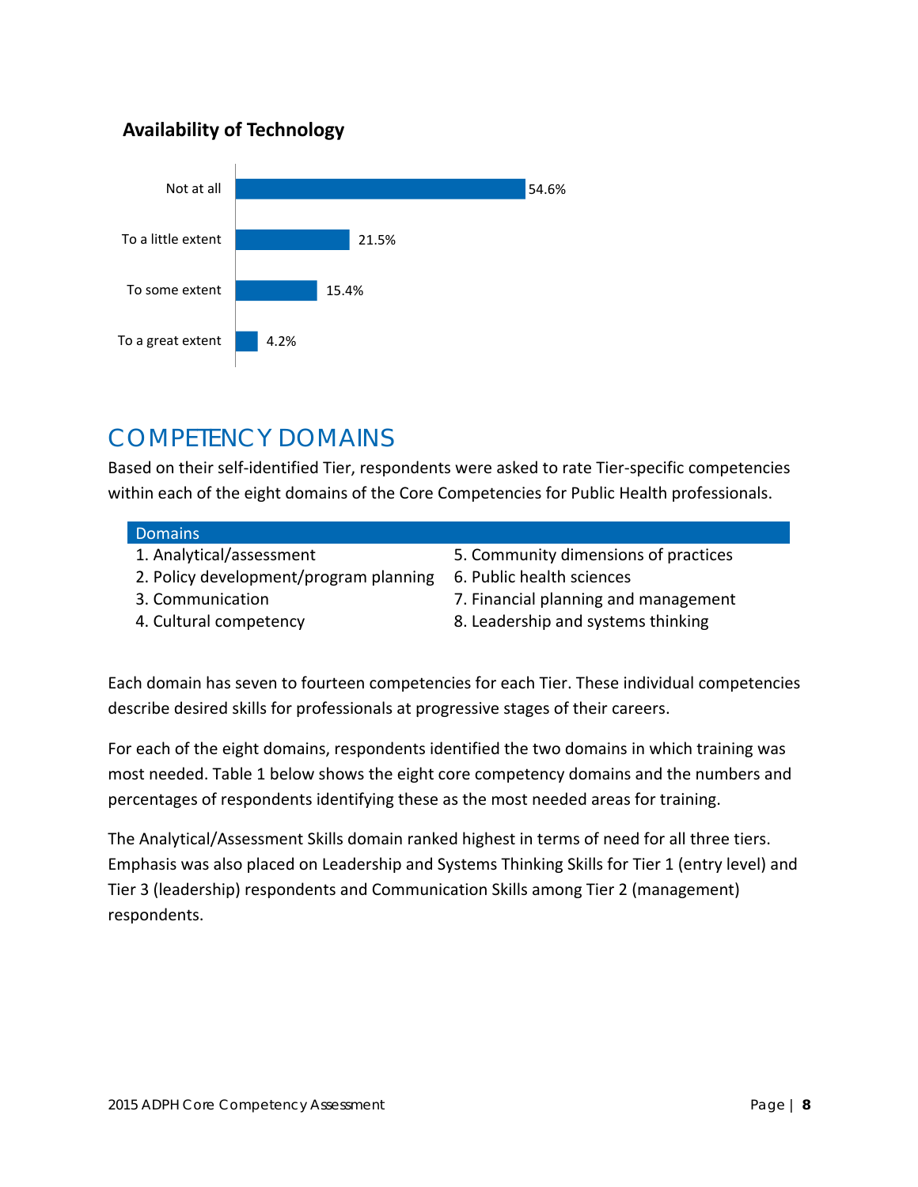**Availability of Technology**

| Response | Percentage |
|---|---|
| Not at all | 54.6% |
| To a little extent | 21.5% |
| To some extent | 15.4% |
| To a great extent | 4.2% |

## COMPETENCY DOMAINS

Based on their self-identified Tier, respondents were asked to rate Tier-specific competencies within each of the eight domains of the Core Competencies for Public Health professionals.

| Domains | |
|---|---|
| 1. Analytical/assessment | 5. Community dimensions of practices |
| 2. Policy development/program planning | 6. Public health sciences |
| 3. Communication | 7. Financial planning and management |
| 4. Cultural competency | 8. Leadership and systems thinking |

Each domain has seven to fourteen competencies for each Tier. These individual competencies describe desired skills for professionals at progressive stages of their careers.

For each of the eight domains, respondents identified the two domains in which training was most needed. Table 1 below shows the eight core competency domains and the numbers and percentages of respondents identifying these as the most needed areas for training.

The Analytical/Assessment Skills domain ranked highest in terms of need for all three tiers. Emphasis was also placed on Leadership and Systems Thinking Skills for Tier 1 (entry level) and Tier 3 (leadership) respondents and Communication Skills among Tier 2 (management) respondents.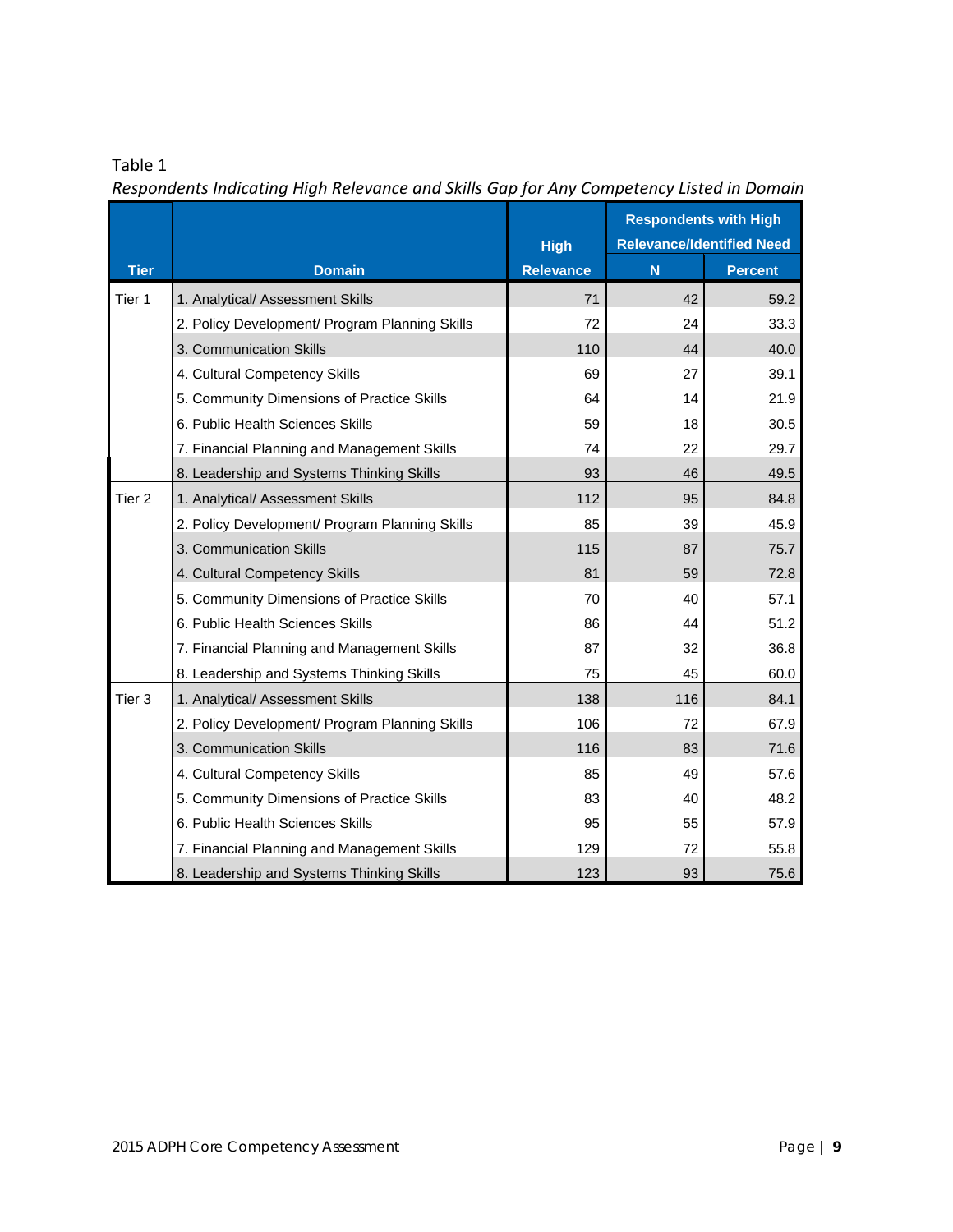Table 1

*Respondents Indicating High Relevance and Skills Gap for Any Competency Listed in Domain*

| Tier | Domain | High Relevance | Respondents with High Relevance/Identified Need | |
|---|---|---|---|---|
| | | | N | Percent |
| Tier 1 | 1. Analytical/ Assessment Skills | 71 | 42 | 59.2 |
| | 2. Policy Development/ Program Planning Skills | 72 | 24 | 33.3 |
| | 3. Communication Skills | 110 | 44 | 40.0 |
| | 4. Cultural Competency Skills | 69 | 27 | 39.1 |
| | 5. Community Dimensions of Practice Skills | 64 | 14 | 21.9 |
| | 6. Public Health Sciences Skills | 59 | 18 | 30.5 |
| | 7. Financial Planning and Management Skills | 74 | 22 | 29.7 |
| | 8. Leadership and Systems Thinking Skills | 93 | 46 | 49.5 |
| Tier 2 | 1. Analytical/ Assessment Skills | 112 | 95 | 84.8 |
| | 2. Policy Development/ Program Planning Skills | 85 | 39 | 45.9 |
| | 3. Communication Skills | 115 | 87 | 75.7 |
| | 4. Cultural Competency Skills | 81 | 59 | 72.8 |
| | 5. Community Dimensions of Practice Skills | 70 | 40 | 57.1 |
| | 6. Public Health Sciences Skills | 86 | 44 | 51.2 |
| | 7. Financial Planning and Management Skills | 87 | 32 | 36.8 |
| | 8. Leadership and Systems Thinking Skills | 75 | 45 | 60.0 |
| Tier 3 | 1. Analytical/ Assessment Skills | 138 | 116 | 84.1 |
| | 2. Policy Development/ Program Planning Skills | 106 | 72 | 67.9 |
| | 3. Communication Skills | 116 | 83 | 71.6 |
| | 4. Cultural Competency Skills | 85 | 49 | 57.6 |
| | 5. Community Dimensions of Practice Skills | 83 | 40 | 48.2 |
| | 6. Public Health Sciences Skills | 95 | 55 | 57.9 |
| | 7. Financial Planning and Management Skills | 129 | 72 | 55.8 |
| | 8. Leadership and Systems Thinking Skills | 123 | 93 | 75.6 |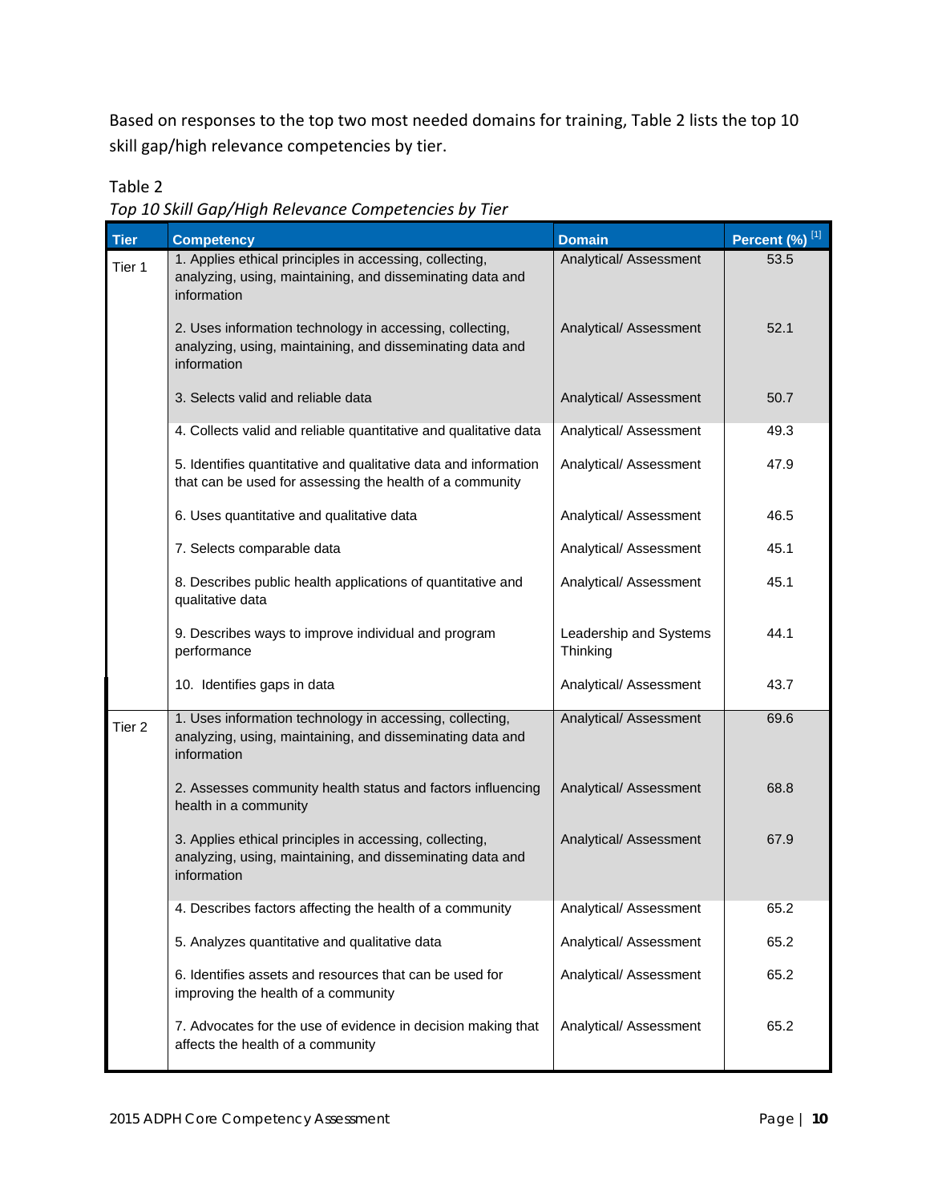Based on responses to the top two most needed domains for training, Table 2 lists the top 10 skill gap/high relevance competencies by tier.

Table 2

*Top 10 Skill Gap/High Relevance Competencies by Tier*

| Tier | Competency | Domain | Percent (%) [1] |
|---|---|---|---|
| Tier 1 | 1. Applies ethical principles in accessing, collecting, analyzing, using, maintaining, and disseminating data and information | Analytical/ Assessment | 53.5 |
| | 2. Uses information technology in accessing, collecting, analyzing, using, maintaining, and disseminating data and information | Analytical/ Assessment | 52.1 |
| | 3. Selects valid and reliable data | Analytical/ Assessment | 50.7 |
| | 4. Collects valid and reliable quantitative and qualitative data | Analytical/ Assessment | 49.3 |
| | 5. Identifies quantitative and qualitative data and information that can be used for assessing the health of a community | Analytical/ Assessment | 47.9 |
| | 6. Uses quantitative and qualitative data | Analytical/ Assessment | 46.5 |
| | 7. Selects comparable data | Analytical/ Assessment | 45.1 |
| | 8. Describes public health applications of quantitative and qualitative data | Analytical/ Assessment | 45.1 |
| | 9. Describes ways to improve individual and program performance | Leadership and Systems Thinking | 44.1 |
| | 10. Identifies gaps in data | Analytical/ Assessment | 43.7 |
| Tier 2 | 1. Uses information technology in accessing, collecting, analyzing, using, maintaining, and disseminating data and information | Analytical/ Assessment | 69.6 |
| | 2. Assesses community health status and factors influencing health in a community | Analytical/ Assessment | 68.8 |
| | 3. Applies ethical principles in accessing, collecting, analyzing, using, maintaining, and disseminating data and information | Analytical/ Assessment | 67.9 |
| | 4. Describes factors affecting the health of a community | Analytical/ Assessment | 65.2 |
| | 5. Analyzes quantitative and qualitative data | Analytical/ Assessment | 65.2 |
| | 6. Identifies assets and resources that can be used for improving the health of a community | Analytical/ Assessment | 65.2 |
| | 7. Advocates for the use of evidence in decision making that affects the health of a community | Analytical/ Assessment | 65.2 |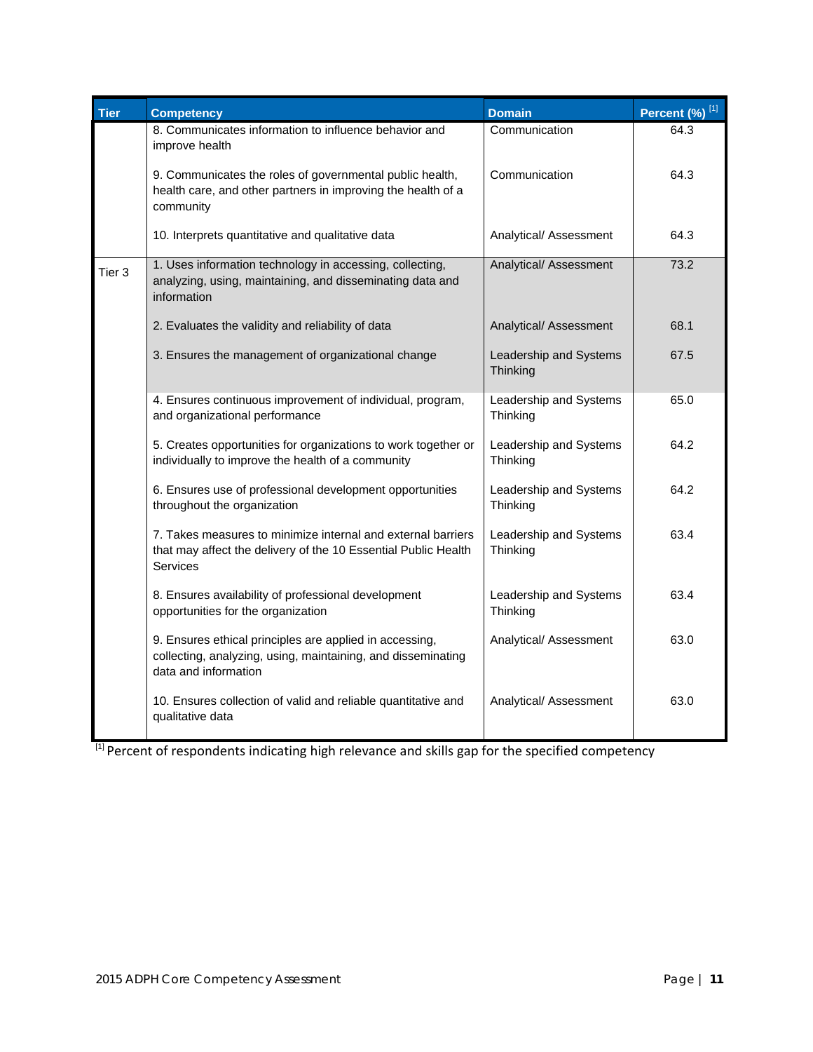| Tier | Competency | Domain | Percent (%) [1] |
| --- | --- | --- | --- |
| | 8. Communicates information to influence behavior and improve health | Communication | 64.3 |
| | 9. Communicates the roles of governmental public health, health care, and other partners in improving the health of a community | Communication | 64.3 |
| | 10. Interprets quantitative and qualitative data | Analytical/ Assessment | 64.3 |
| Tier 3 | 1. Uses information technology in accessing, collecting, analyzing, using, maintaining, and disseminating data and information | Analytical/ Assessment | 73.2 |
| | 2. Evaluates the validity and reliability of data | Analytical/ Assessment | 68.1 |
| | 3. Ensures the management of organizational change | Leadership and Systems Thinking | 67.5 |
| | 4. Ensures continuous improvement of individual, program, and organizational performance | Leadership and Systems Thinking | 65.0 |
| | 5. Creates opportunities for organizations to work together or individually to improve the health of a community | Leadership and Systems Thinking | 64.2 |
| | 6. Ensures use of professional development opportunities throughout the organization | Leadership and Systems Thinking | 64.2 |
| | 7. Takes measures to minimize internal and external barriers that may affect the delivery of the 10 Essential Public Health Services | Leadership and Systems Thinking | 63.4 |
| | 8. Ensures availability of professional development opportunities for the organization | Leadership and Systems Thinking | 63.4 |
| | 9. Ensures ethical principles are applied in accessing, collecting, analyzing, using, maintaining, and disseminating data and information | Analytical/ Assessment | 63.0 |
| | 10. Ensures collection of valid and reliable quantitative and qualitative data | Analytical/ Assessment | 63.0 |

[1] Percent of respondents indicating high relevance and skills gap for the specified competency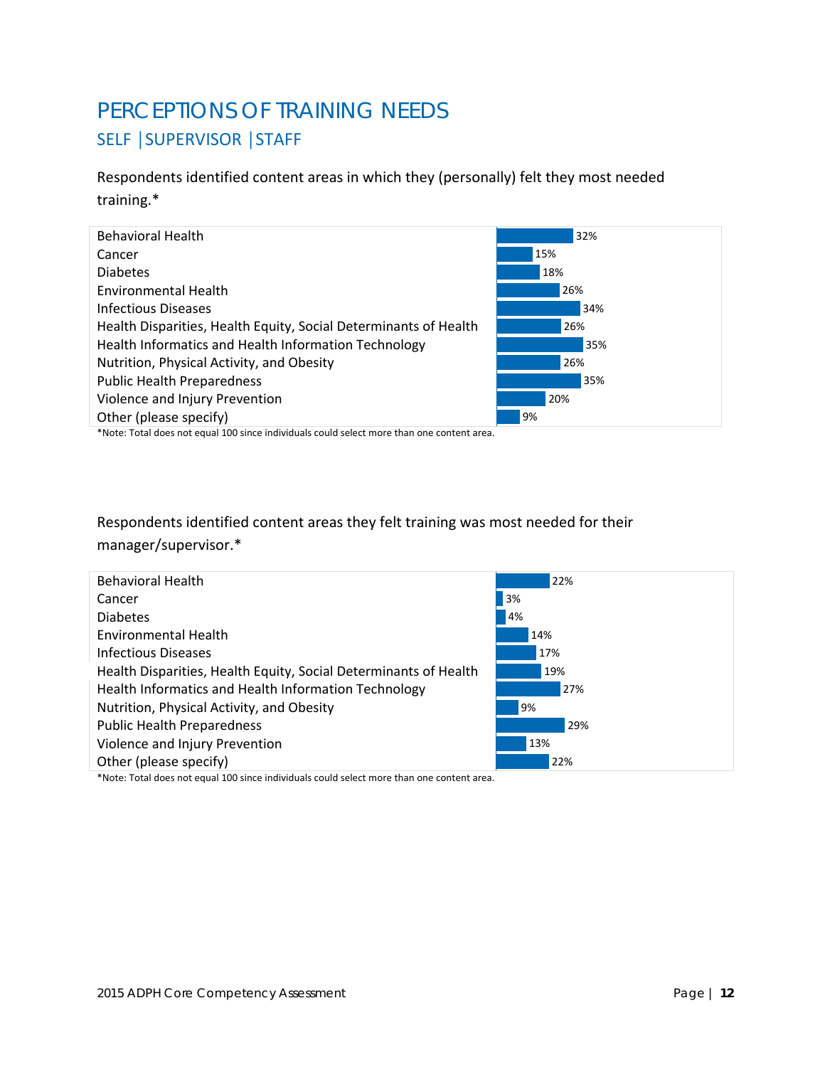# PERCEPTIONS OF TRAINING NEEDS

## SELF | SUPERVISOR | STAFF

Respondents identified content areas in which they (personally) felt they most needed training.*

| Content Area | Percent |
|---|---|
| Behavioral Health | 32% |
| Cancer | 15% |
| Diabetes | 18% |
| Environmental Health | 26% |
| Infectious Diseases | 34% |
| Health Disparities, Health Equity, Social Determinants of Health | 26% |
| Health Informatics and Health Information Technology | 35% |
| Nutrition, Physical Activity, and Obesity | 26% |
| Public Health Preparedness | 35% |
| Violence and Injury Prevention | 20% |
| Other (please specify) | 9% |

*Note: Total does not equal 100 since individuals could select more than one content area.

Respondents identified content areas they felt training was most needed for their manager/supervisor.*

| Content Area | Percent |
|---|---|
| Behavioral Health | 22% |
| Cancer | 3% |
| Diabetes | 4% |
| Environmental Health | 14% |
| Infectious Diseases | 17% |
| Health Disparities, Health Equity, Social Determinants of Health | 19% |
| Health Informatics and Health Information Technology | 27% |
| Nutrition, Physical Activity, and Obesity | 9% |
| Public Health Preparedness | 29% |
| Violence and Injury Prevention | 13% |
| Other (please specify) | 22% |

*Note: Total does not equal 100 since individuals could select more than one content area.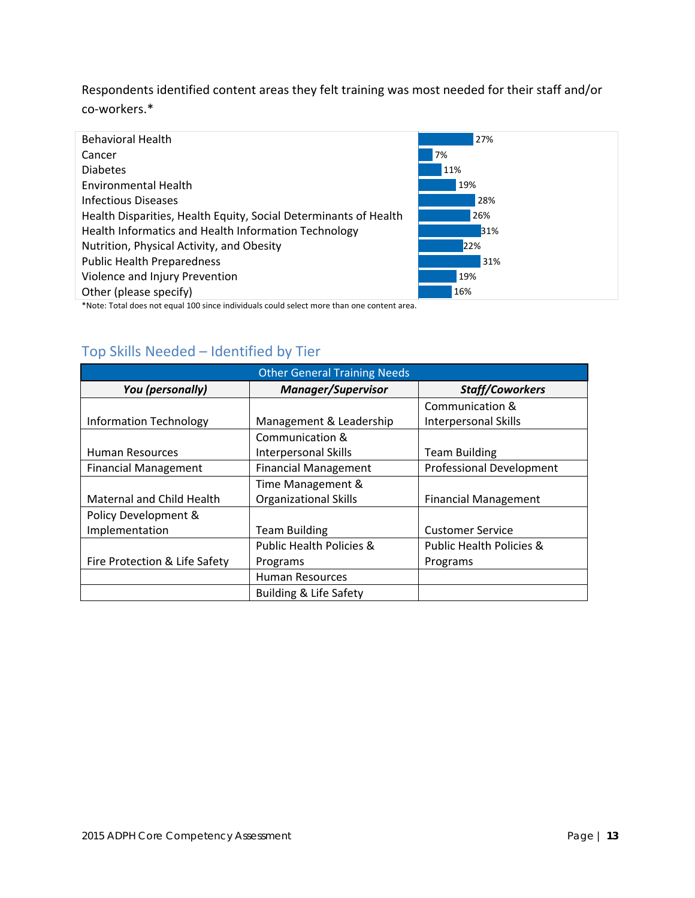Respondents identified content areas they felt training was most needed for their staff and/or co-workers.*

| Content Area | Percent |
|---|---|
| Behavioral Health | 27% |
| Cancer | 7% |
| Diabetes | 11% |
| Environmental Health | 19% |
| Infectious Diseases | 28% |
| Health Disparities, Health Equity, Social Determinants of Health | 26% |
| Health Informatics and Health Information Technology | 31% |
| Nutrition, Physical Activity, and Obesity | 22% |
| Public Health Preparedness | 31% |
| Violence and Injury Prevention | 19% |
| Other (please specify) | 16% |

*Note: Total does not equal 100 since individuals could select more than one content area.

## Top Skills Needed – Identified by Tier

| Other General Training Needs | | |
|---|---|---|
| ***You (personally)*** | ***Manager/Supervisor*** | ***Staff/Coworkers*** |
| Information Technology | Management & Leadership | Communication & Interpersonal Skills |
| Human Resources | Communication & Interpersonal Skills | Team Building |
| Financial Management | Financial Management | Professional Development |
| Maternal and Child Health | Time Management & Organizational Skills | Financial Management |
| Policy Development & Implementation | Team Building | Customer Service |
| Fire Protection & Life Safety | Public Health Policies & Programs | Public Health Policies & Programs |
| | Human Resources | |
| | Building & Life Safety | |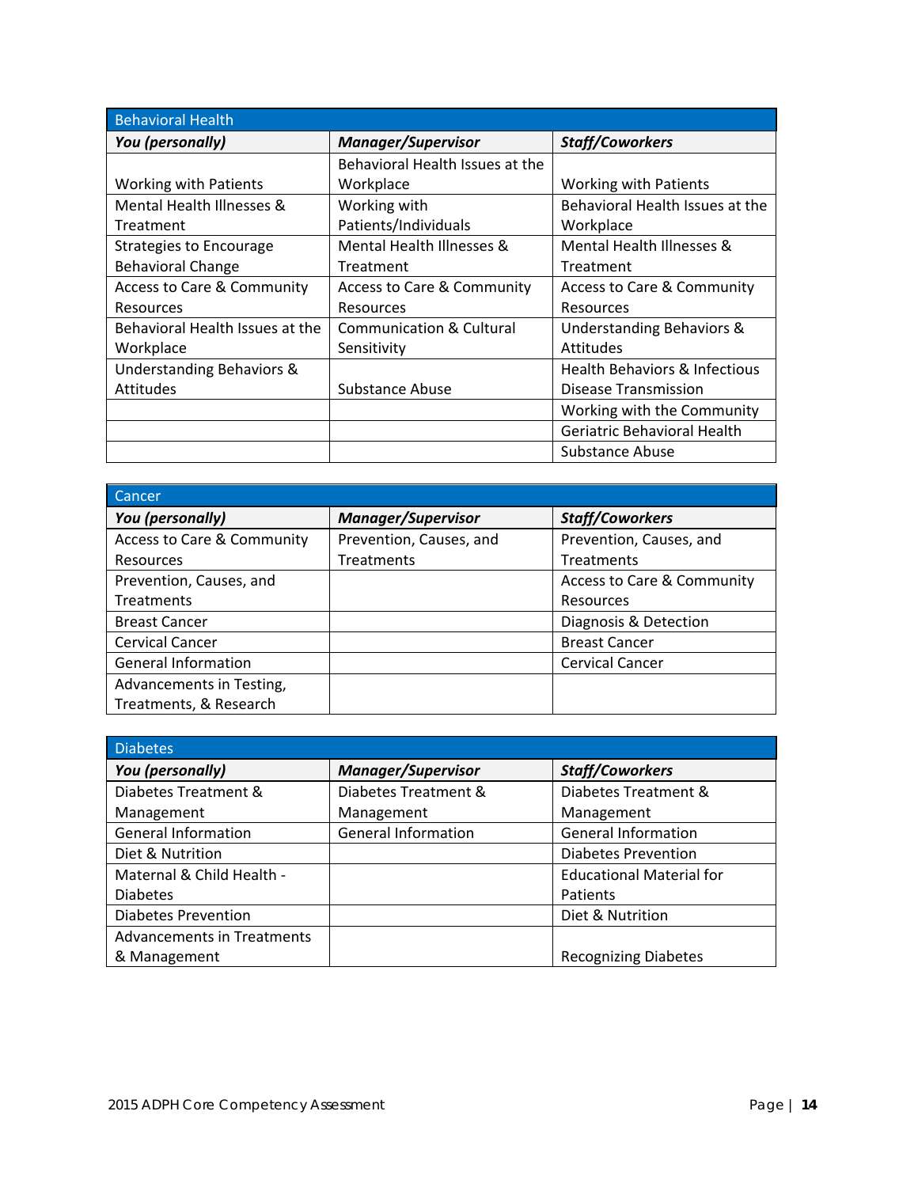| Behavioral Health | | |
|---|---|---|
| ***You (personally)*** | ***Manager/Supervisor*** | ***Staff/Coworkers*** |
| Working with Patients | Behavioral Health Issues at the Workplace | Working with Patients |
| Mental Health Illnesses & Treatment | Working with Patients/Individuals | Behavioral Health Issues at the Workplace |
| Strategies to Encourage Behavioral Change | Mental Health Illnesses & Treatment | Mental Health Illnesses & Treatment |
| Access to Care & Community Resources | Access to Care & Community Resources | Access to Care & Community Resources |
| Behavioral Health Issues at the Workplace | Communication & Cultural Sensitivity | Understanding Behaviors & Attitudes |
| Understanding Behaviors & Attitudes | Substance Abuse | Health Behaviors & Infectious Disease Transmission |
| | | Working with the Community |
| | | Geriatric Behavioral Health |
| | | Substance Abuse |

| Cancer | | |
|---|---|---|
| ***You (personally)*** | ***Manager/Supervisor*** | ***Staff/Coworkers*** |
| Access to Care & Community Resources | Prevention, Causes, and Treatments | Prevention, Causes, and Treatments |
| Prevention, Causes, and Treatments | | Access to Care & Community Resources |
| Breast Cancer | | Diagnosis & Detection |
| Cervical Cancer | | Breast Cancer |
| General Information | | Cervical Cancer |
| Advancements in Testing, Treatments, & Research | | |

| Diabetes | | |
|---|---|---|
| ***You (personally)*** | ***Manager/Supervisor*** | ***Staff/Coworkers*** |
| Diabetes Treatment & Management | Diabetes Treatment & Management | Diabetes Treatment & Management |
| General Information | General Information | General Information |
| Diet & Nutrition | | Diabetes Prevention |
| Maternal & Child Health - Diabetes | | Educational Material for Patients |
| Diabetes Prevention | | Diet & Nutrition |
| Advancements in Treatments & Management | | Recognizing Diabetes |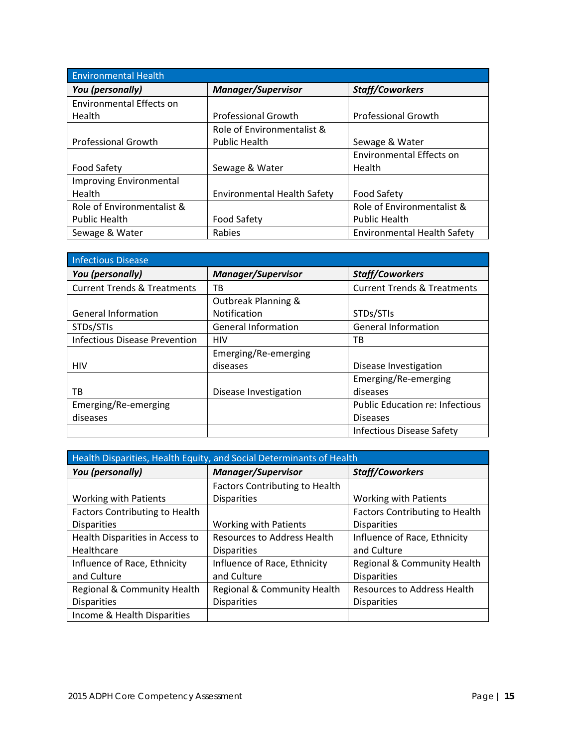| Environmental Health | | |
|---|---|---|
| ***You (personally)*** | ***Manager/Supervisor*** | ***Staff/Coworkers*** |
| Environmental Effects on Health | Professional Growth | Professional Growth |
| Professional Growth | Role of Environmentalist & Public Health | Sewage & Water |
| Food Safety | Sewage & Water | Environmental Effects on Health |
| Improving Environmental Health | Environmental Health Safety | Food Safety |
| Role of Environmentalist & Public Health | Food Safety | Role of Environmentalist & Public Health |
| Sewage & Water | Rabies | Environmental Health Safety |

| Infectious Disease | | |
|---|---|---|
| ***You (personally)*** | ***Manager/Supervisor*** | ***Staff/Coworkers*** |
| Current Trends & Treatments | TB | Current Trends & Treatments |
| General Information | Outbreak Planning & Notification | STDs/STIs |
| STDs/STIs | General Information | General Information |
| Infectious Disease Prevention | HIV | TB |
| HIV | Emerging/Re-emerging diseases | Disease Investigation |
| TB | Disease Investigation | Emerging/Re-emerging diseases |
| Emerging/Re-emerging diseases | | Public Education re: Infectious Diseases |
| | | Infectious Disease Safety |

| Health Disparities, Health Equity, and Social Determinants of Health | | |
|---|---|---|
| ***You (personally)*** | ***Manager/Supervisor*** | ***Staff/Coworkers*** |
| Working with Patients | Factors Contributing to Health Disparities | Working with Patients |
| Factors Contributing to Health Disparities | Working with Patients | Factors Contributing to Health Disparities |
| Health Disparities in Access to Healthcare | Resources to Address Health Disparities | Influence of Race, Ethnicity and Culture |
| Influence of Race, Ethnicity and Culture | Influence of Race, Ethnicity and Culture | Regional & Community Health Disparities |
| Regional & Community Health Disparities | Regional & Community Health Disparities | Resources to Address Health Disparities |
| Income & Health Disparities | | |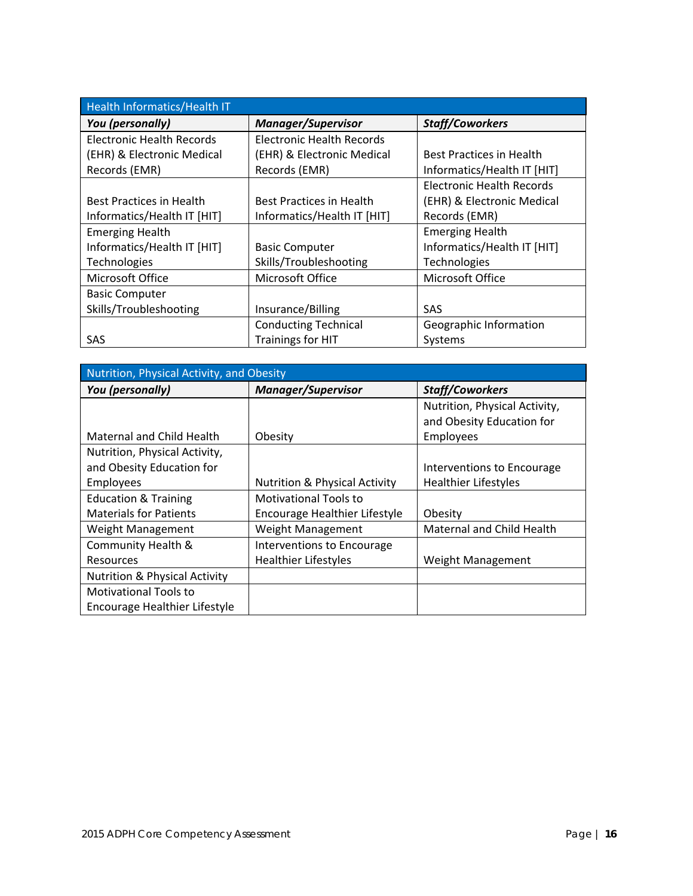| Health Informatics/Health IT | | |
|---|---|---|
| ***You (personally)*** | ***Manager/Supervisor*** | ***Staff/Coworkers*** |
| Electronic Health Records (EHR) & Electronic Medical Records (EMR) | Electronic Health Records (EHR) & Electronic Medical Records (EMR) | Best Practices in Health Informatics/Health IT [HIT] |
| Best Practices in Health Informatics/Health IT [HIT] | Best Practices in Health Informatics/Health IT [HIT] | Electronic Health Records (EHR) & Electronic Medical Records (EMR) |
| Emerging Health Informatics/Health IT [HIT] Technologies | Basic Computer Skills/Troubleshooting | Emerging Health Informatics/Health IT [HIT] Technologies |
| Microsoft Office | Microsoft Office | Microsoft Office |
| Basic Computer Skills/Troubleshooting | Insurance/Billing | SAS |
| SAS | Conducting Technical Trainings for HIT | Geographic Information Systems |

| Nutrition, Physical Activity, and Obesity | | |
|---|---|---|
| ***You (personally)*** | ***Manager/Supervisor*** | ***Staff/Coworkers*** |
| Maternal and Child Health | Obesity | Nutrition, Physical Activity, and Obesity Education for Employees |
| Nutrition, Physical Activity, and Obesity Education for Employees | Nutrition & Physical Activity | Interventions to Encourage Healthier Lifestyles |
| Education & Training Materials for Patients | Motivational Tools to Encourage Healthier Lifestyle | Obesity |
| Weight Management | Weight Management | Maternal and Child Health |
| Community Health & Resources | Interventions to Encourage Healthier Lifestyles | Weight Management |
| Nutrition & Physical Activity | | |
| Motivational Tools to Encourage Healthier Lifestyle | | |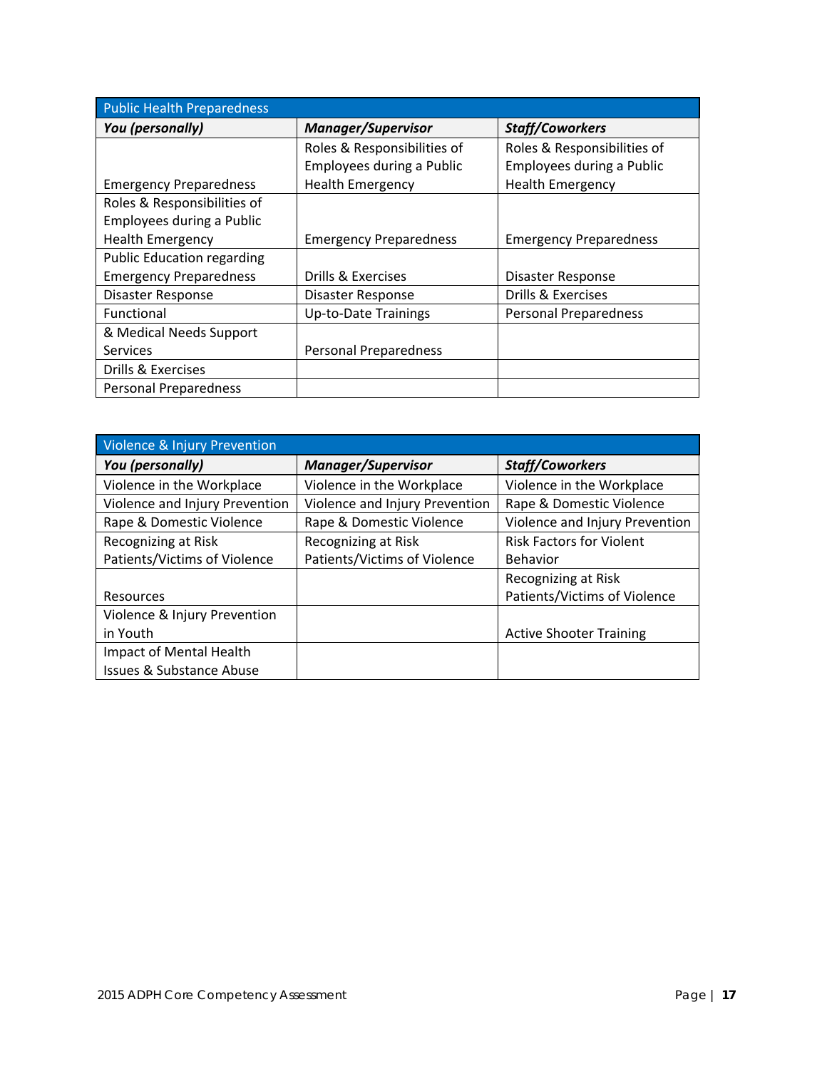| Public Health Preparedness | | |
|---|---|---|
| ***You (personally)*** | ***Manager/Supervisor*** | ***Staff/Coworkers*** |
| Emergency Preparedness | Roles & Responsibilities of Employees during a Public Health Emergency | Roles & Responsibilities of Employees during a Public Health Emergency |
| Roles & Responsibilities of Employees during a Public Health Emergency | Emergency Preparedness | Emergency Preparedness |
| Public Education regarding Emergency Preparedness | Drills & Exercises | Disaster Response |
| Disaster Response | Disaster Response | Drills & Exercises |
| Functional | Up-to-Date Trainings | Personal Preparedness |
| & Medical Needs Support Services | Personal Preparedness | |
| Drills & Exercises | | |
| Personal Preparedness | | |

| Violence & Injury Prevention | | |
|---|---|---|
| ***You (personally)*** | ***Manager/Supervisor*** | ***Staff/Coworkers*** |
| Violence in the Workplace | Violence in the Workplace | Violence in the Workplace |
| Violence and Injury Prevention | Violence and Injury Prevention | Rape & Domestic Violence |
| Rape & Domestic Violence | Rape & Domestic Violence | Violence and Injury Prevention |
| Recognizing at Risk Patients/Victims of Violence | Recognizing at Risk Patients/Victims of Violence | Risk Factors for Violent Behavior |
| Resources | | Recognizing at Risk Patients/Victims of Violence |
| Violence & Injury Prevention in Youth | | Active Shooter Training |
| Impact of Mental Health Issues & Substance Abuse | | |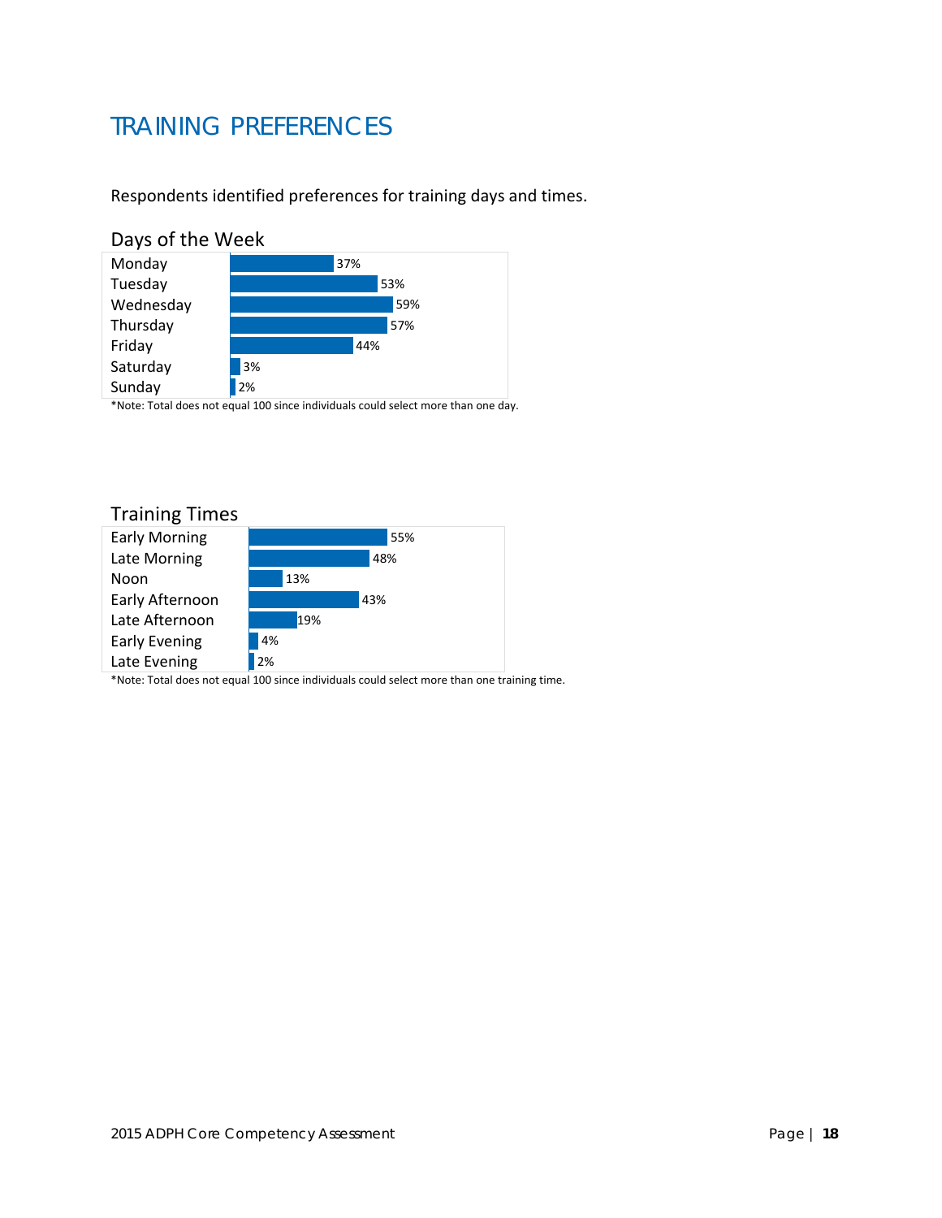# TRAINING PREFERENCES

Respondents identified preferences for training days and times.

### Days of the Week

| Day | Percent |
|---|---|
| Monday | 37% |
| Tuesday | 53% |
| Wednesday | 59% |
| Thursday | 57% |
| Friday | 44% |
| Saturday | 3% |
| Sunday | 2% |

*Note: Total does not equal 100 since individuals could select more than one day.

### Training Times

| Time | Percent |
|---|---|
| Early Morning | 55% |
| Late Morning | 48% |
| Noon | 13% |
| Early Afternoon | 43% |
| Late Afternoon | 19% |
| Early Evening | 4% |
| Late Evening | 2% |

*Note: Total does not equal 100 since individuals could select more than one training time.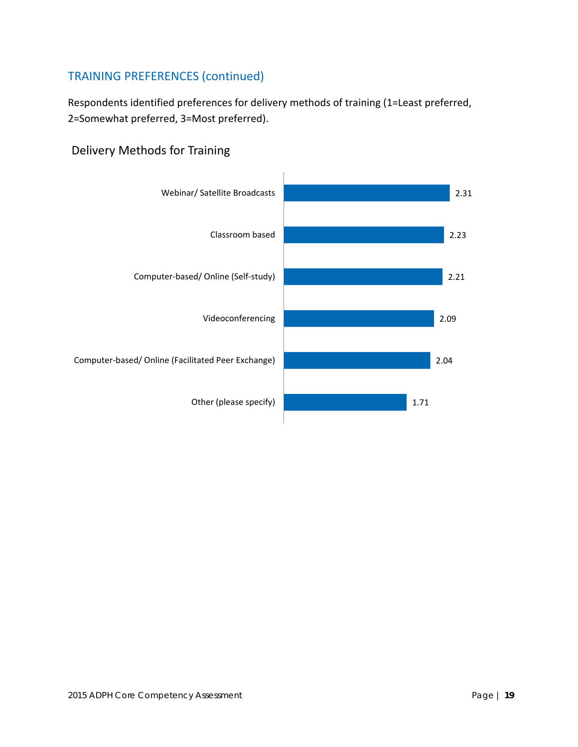## TRAINING PREFERENCES (continued)

Respondents identified preferences for delivery methods of training (1=Least preferred, 2=Somewhat preferred, 3=Most preferred).

Delivery Methods for Training

Webinar/ Satellite Broadcasts 2.31

Classroom based 2.23

Computer-based/ Online (Self-study) 2.21

Videoconferencing 2.09

Computer-based/ Online (Facilitated Peer Exchange) 2.04

Other (please specify) 1.71